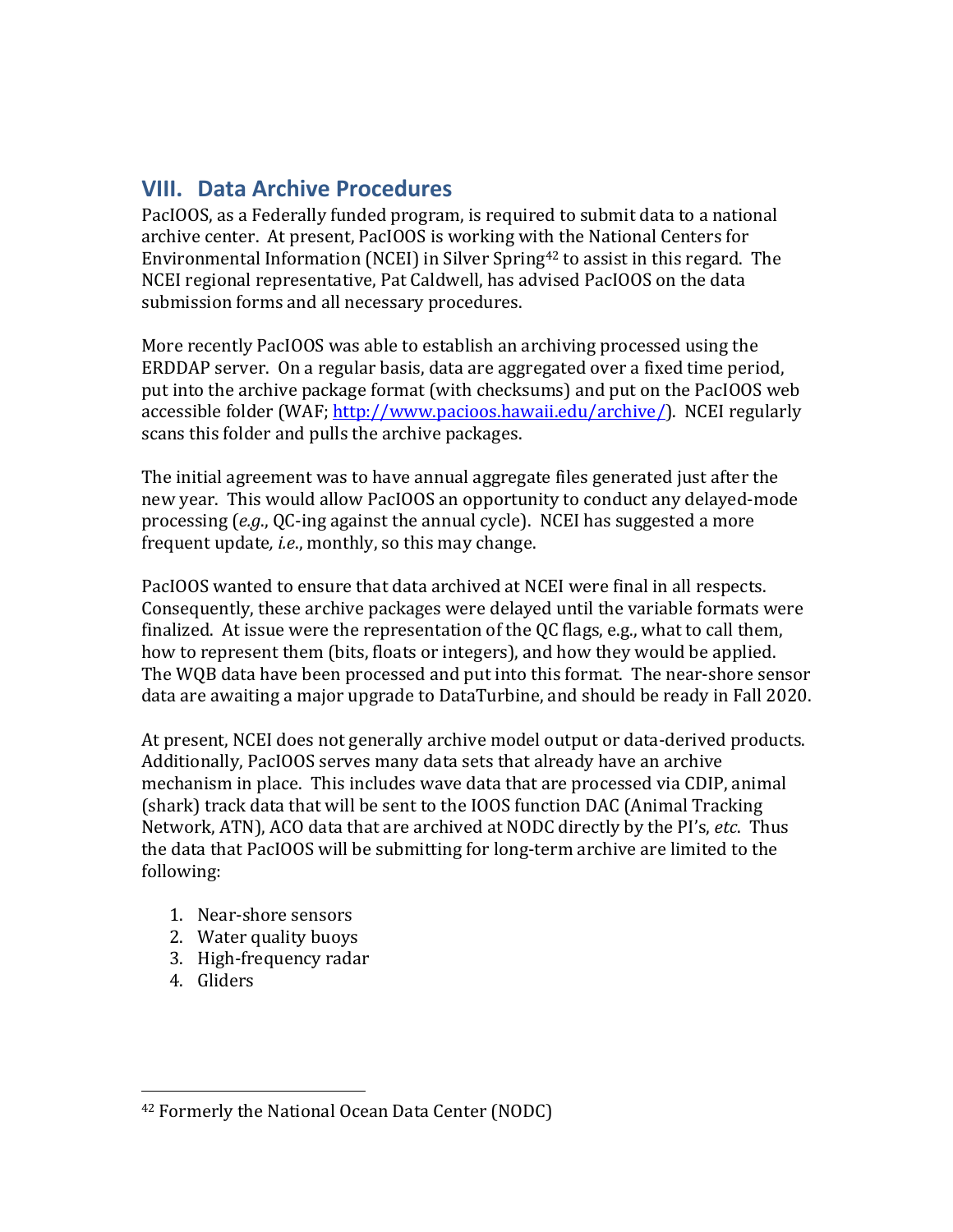## VIII. Data Archive Procedures

PacIOOS, as a Federally funded program, is required to submit data to a national archive center. At present, PacIOOS is working with the National Centers for Environmental Information (NCEI) in Silver Spring[42] to assist in this regard. The NCEI regional representative, Pat Caldwell, has advised PacIOOS on the data submission forms and all necessary procedures.

More recently PacIOOS was able to establish an archiving processed using the ERDDAP server. On a regular basis, data are aggregated over a fixed time period, put into the archive package format (with checksums) and put on the PacIOOS web accessible folder (WAF; [http://www.pacioos.hawaii.edu/archive/](http://www.pacioos.hawaii.edu/archive/)). NCEI regularly scans this folder and pulls the archive packages.

The initial agreement was to have annual aggregate files generated just after the new year. This would allow PacIOOS an opportunity to conduct any delayed-mode processing (*e.g.*, QC-ing against the annual cycle). NCEI has suggested a more frequent update*, i.e.*, monthly, so this may change.

PacIOOS wanted to ensure that data archived at NCEI were final in all respects. Consequently, these archive packages were delayed until the variable formats were finalized. At issue were the representation of the QC flags, e.g., what to call them, how to represent them (bits, floats or integers), and how they would be applied. The WQB data have been processed and put into this format. The near-shore sensor data are awaiting a major upgrade to DataTurbine, and should be ready in Fall 2020.

At present, NCEI does not generally archive model output or data-derived products. Additionally, PacIOOS serves many data sets that already have an archive mechanism in place. This includes wave data that are processed via CDIP, animal (shark) track data that will be sent to the IOOS function DAC (Animal Tracking Network, ATN), ACO data that are archived at NODC directly by the PI's, *etc*. Thus the data that PacIOOS will be submitting for long-term archive are limited to the following:

1. Near-shore sensors
2. Water quality buoys
3. High-frequency radar
4. Gliders

---

[42] Formerly the National Ocean Data Center (NODC)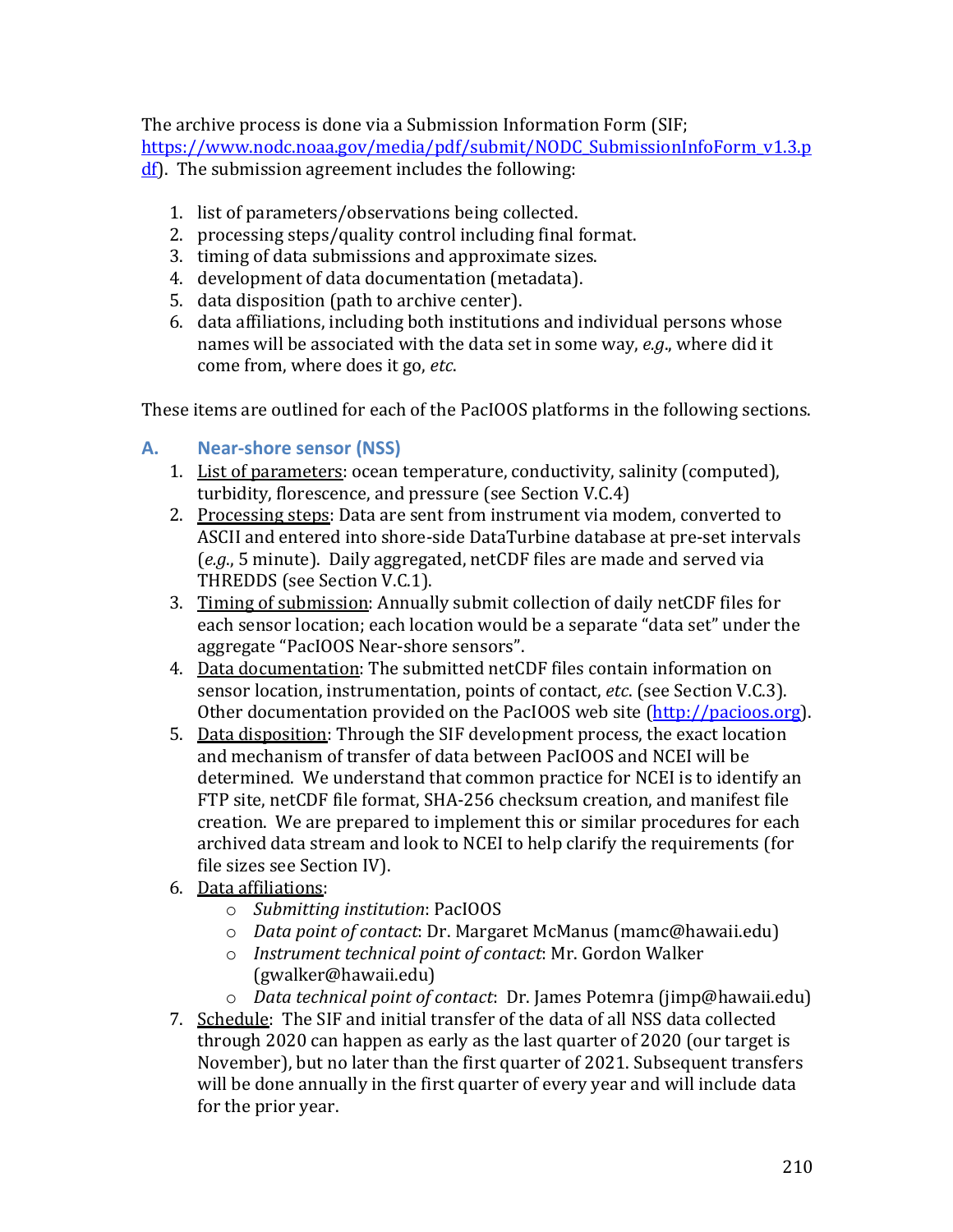The archive process is done via a Submission Information Form (SIF; [https://www.nodc.noaa.gov/media/pdf/submit/NODC_SubmissionInfoForm_v1.3.pdf](https://www.nodc.noaa.gov/media/pdf/submit/NODC_SubmissionInfoForm_v1.3.pdf)). The submission agreement includes the following:

1. list of parameters/observations being collected.
2. processing steps/quality control including final format.
3. timing of data submissions and approximate sizes.
4. development of data documentation (metadata).
5. data disposition (path to archive center).
6. data affiliations, including both institutions and individual persons whose names will be associated with the data set in some way, *e.g*., where did it come from, where does it go, *etc*.

These items are outlined for each of the PacIOOS platforms in the following sections.

## A. Near-shore sensor (NSS)

1. <u>List of parameters</u>: ocean temperature, conductivity, salinity (computed), turbidity, florescence, and pressure (see Section V.C.4)
2. <u>Processing steps</u>: Data are sent from instrument via modem, converted to ASCII and entered into shore-side DataTurbine database at pre-set intervals (*e.g*., 5 minute). Daily aggregated, netCDF files are made and served via THREDDS (see Section V.C.1).
3. <u>Timing of submission</u>: Annually submit collection of daily netCDF files for each sensor location; each location would be a separate "data set" under the aggregate "PacIOOS Near-shore sensors".
4. <u>Data documentation</u>: The submitted netCDF files contain information on sensor location, instrumentation, points of contact, *etc*. (see Section V.C.3). Other documentation provided on the PacIOOS web site ([http://pacioos.org](http://pacioos.org)).
5. <u>Data disposition</u>: Through the SIF development process, the exact location and mechanism of transfer of data between PacIOOS and NCEI will be determined. We understand that common practice for NCEI is to identify an FTP site, netCDF file format, SHA-256 checksum creation, and manifest file creation. We are prepared to implement this or similar procedures for each archived data stream and look to NCEI to help clarify the requirements (for file sizes see Section IV).
6. <u>Data affiliations</u>:
   - *Submitting institution*: PacIOOS
   - *Data point of contact*: Dr. Margaret McManus (mamc@hawaii.edu)
   - *Instrument technical point of contact*: Mr. Gordon Walker (gwalker@hawaii.edu)
   - *Data technical point of contact*: Dr. James Potemra (jimp@hawaii.edu)
7. <u>Schedule</u>: The SIF and initial transfer of the data of all NSS data collected through 2020 can happen as early as the last quarter of 2020 (our target is November), but no later than the first quarter of 2021. Subsequent transfers will be done annually in the first quarter of every year and will include data for the prior year.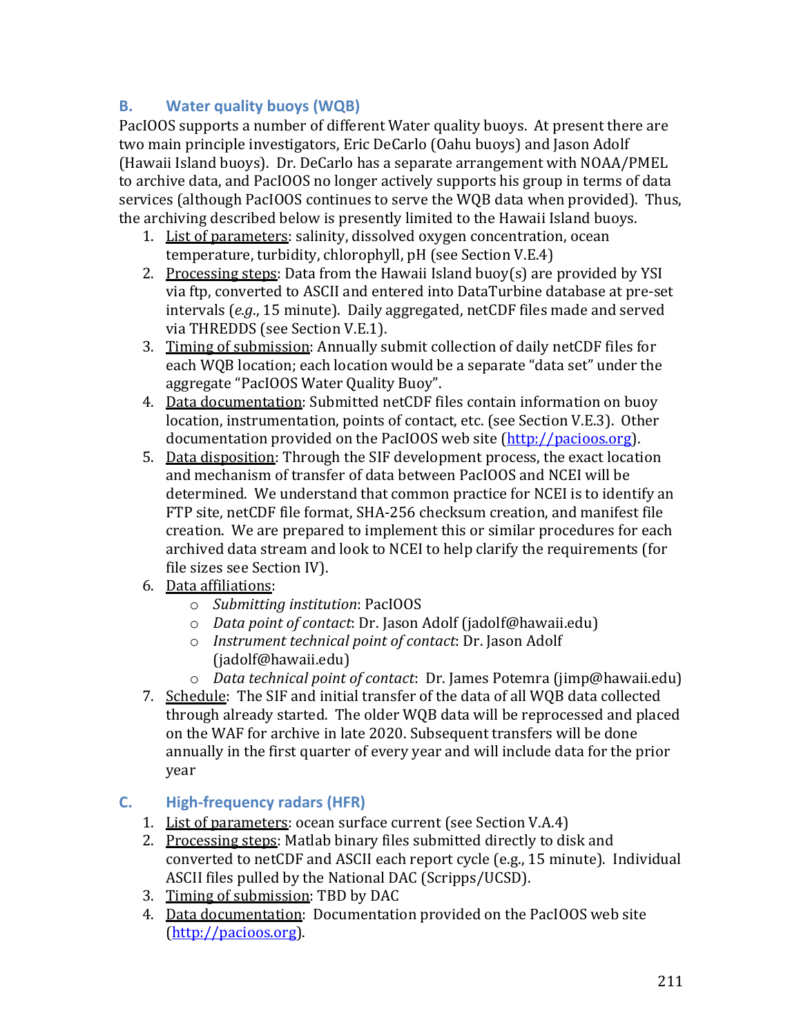### B. Water quality buoys (WQB)

PacIOOS supports a number of different Water quality buoys. At present there are two main principle investigators, Eric DeCarlo (Oahu buoys) and Jason Adolf (Hawaii Island buoys). Dr. DeCarlo has a separate arrangement with NOAA/PMEL to archive data, and PacIOOS no longer actively supports his group in terms of data services (although PacIOOS continues to serve the WQB data when provided). Thus, the archiving described below is presently limited to the Hawaii Island buoys.

1. <u>List of parameters</u>: salinity, dissolved oxygen concentration, ocean temperature, turbidity, chlorophyll, pH (see Section V.E.4)
2. <u>Processing steps</u>: Data from the Hawaii Island buoy(s) are provided by YSI via ftp, converted to ASCII and entered into DataTurbine database at pre-set intervals (*e.g.*, 15 minute). Daily aggregated, netCDF files made and served via THREDDS (see Section V.E.1).
3. <u>Timing of submission</u>: Annually submit collection of daily netCDF files for each WQB location; each location would be a separate "data set" under the aggregate "PacIOOS Water Quality Buoy".
4. <u>Data documentation</u>: Submitted netCDF files contain information on buoy location, instrumentation, points of contact, etc. (see Section V.E.3). Other documentation provided on the PacIOOS web site (http://pacioos.org).
5. <u>Data disposition</u>: Through the SIF development process, the exact location and mechanism of transfer of data between PacIOOS and NCEI will be determined. We understand that common practice for NCEI is to identify an FTP site, netCDF file format, SHA-256 checksum creation, and manifest file creation. We are prepared to implement this or similar procedures for each archived data stream and look to NCEI to help clarify the requirements (for file sizes see Section IV).
6. <u>Data affiliations</u>:
   - *Submitting institution*: PacIOOS
   - *Data point of contact*: Dr. Jason Adolf (jadolf@hawaii.edu)
   - *Instrument technical point of contact*: Dr. Jason Adolf (jadolf@hawaii.edu)
   - *Data technical point of contact*: Dr. James Potemra (jimp@hawaii.edu)
7. <u>Schedule</u>: The SIF and initial transfer of the data of all WQB data collected through already started. The older WQB data will be reprocessed and placed on the WAF for archive in late 2020. Subsequent transfers will be done annually in the first quarter of every year and will include data for the prior year

### C. High-frequency radars (HFR)

1. <u>List of parameters</u>: ocean surface current (see Section V.A.4)
2. <u>Processing steps</u>: Matlab binary files submitted directly to disk and converted to netCDF and ASCII each report cycle (e.g., 15 minute). Individual ASCII files pulled by the National DAC (Scripps/UCSD).
3. <u>Timing of submission</u>: TBD by DAC
4. <u>Data documentation</u>: Documentation provided on the PacIOOS web site (http://pacioos.org).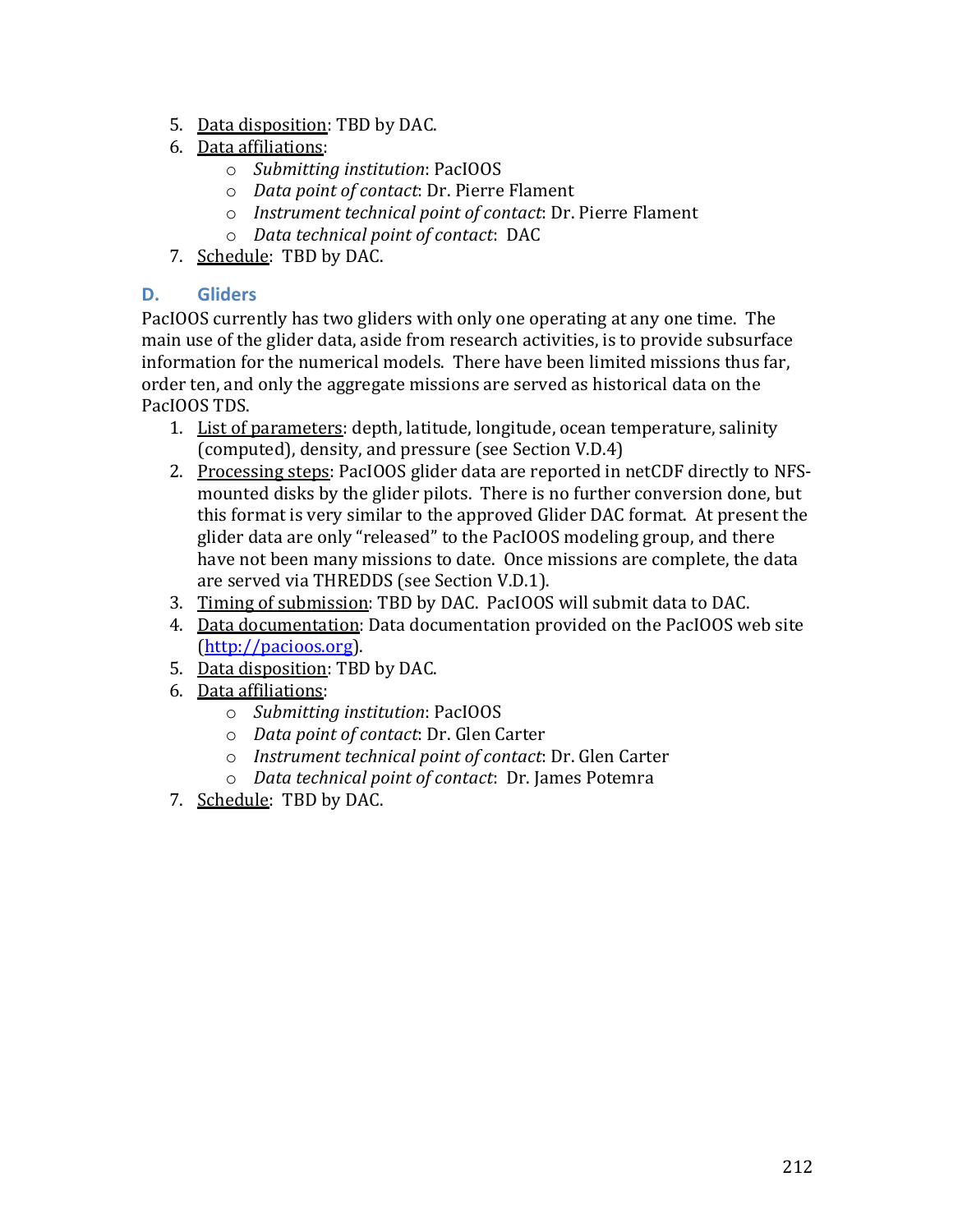5. Data disposition: TBD by DAC.
6. Data affiliations:
   - *Submitting institution*: PacIOOS
   - *Data point of contact*: Dr. Pierre Flament
   - *Instrument technical point of contact*: Dr. Pierre Flament
   - *Data technical point of contact*: DAC
7. Schedule: TBD by DAC.

### D. Gliders

PacIOOS currently has two gliders with only one operating at any one time. The main use of the glider data, aside from research activities, is to provide subsurface information for the numerical models. There have been limited missions thus far, order ten, and only the aggregate missions are served as historical data on the PacIOOS TDS.

1. List of parameters: depth, latitude, longitude, ocean temperature, salinity (computed), density, and pressure (see Section V.D.4)
2. Processing steps: PacIOOS glider data are reported in netCDF directly to NFS-mounted disks by the glider pilots. There is no further conversion done, but this format is very similar to the approved Glider DAC format. At present the glider data are only "released" to the PacIOOS modeling group, and there have not been many missions to date. Once missions are complete, the data are served via THREDDS (see Section V.D.1).
3. Timing of submission: TBD by DAC. PacIOOS will submit data to DAC.
4. Data documentation: Data documentation provided on the PacIOOS web site (http://pacioos.org).
5. Data disposition: TBD by DAC.
6. Data affiliations:
   - *Submitting institution*: PacIOOS
   - *Data point of contact*: Dr. Glen Carter
   - *Instrument technical point of contact*: Dr. Glen Carter
   - *Data technical point of contact*: Dr. James Potemra
7. Schedule: TBD by DAC.